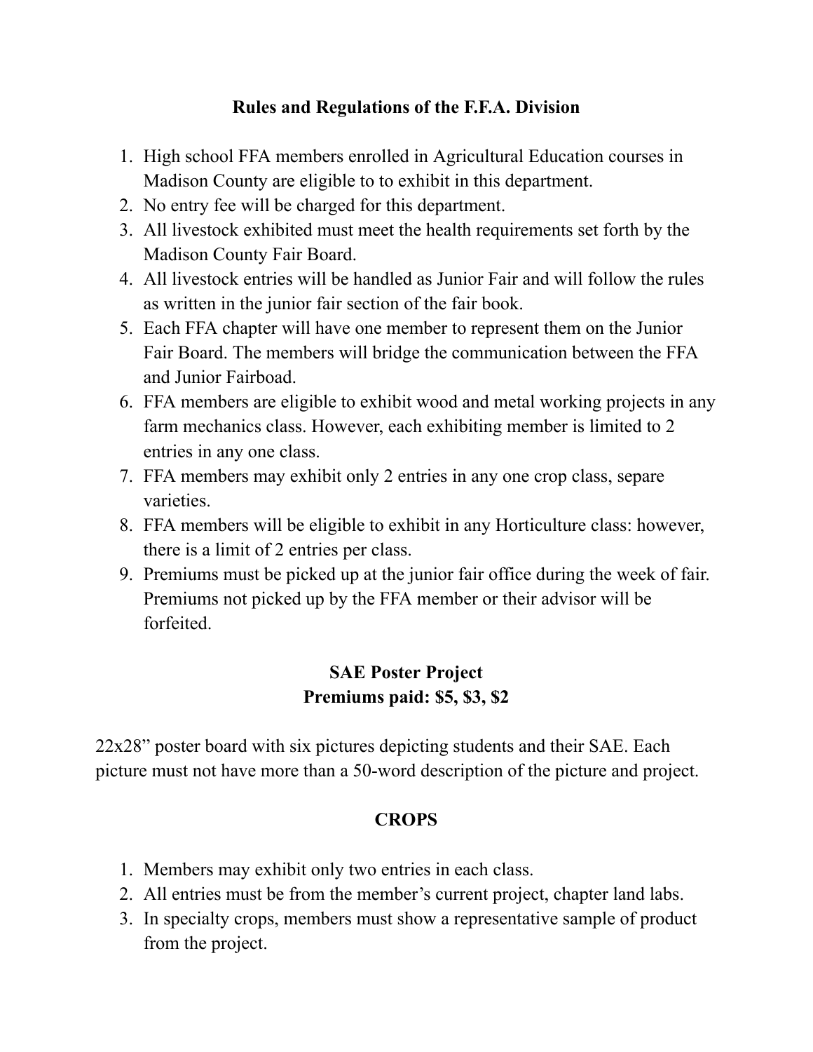## Rules and Regulations of the F.F.A. Division

1. High school FFA members enrolled in Agricultural Education courses in Madison County are eligible to to exhibit in this department.
2. No entry fee will be charged for this department.
3. All livestock exhibited must meet the health requirements set forth by the Madison County Fair Board.
4. All livestock entries will be handled as Junior Fair and will follow the rules as written in the junior fair section of the fair book.
5. Each FFA chapter will have one member to represent them on the Junior Fair Board. The members will bridge the communication between the FFA and Junior Fairboad.
6. FFA members are eligible to exhibit wood and metal working projects in any farm mechanics class. However, each exhibiting member is limited to 2 entries in any one class.
7. FFA members may exhibit only 2 entries in any one crop class, separe varieties.
8. FFA members will be eligible to exhibit in any Horticulture class: however, there is a limit of 2 entries per class.
9. Premiums must be picked up at the junior fair office during the week of fair. Premiums not picked up by the FFA member or their advisor will be forfeited.

## SAE Poster Project
### Premiums paid: $5, $3, $2

22x28" poster board with six pictures depicting students and their SAE. Each picture must not have more than a 50-word description of the picture and project.

## CROPS

1. Members may exhibit only two entries in each class.
2. All entries must be from the member's current project, chapter land labs.
3. In specialty crops, members must show a representative sample of product from the project.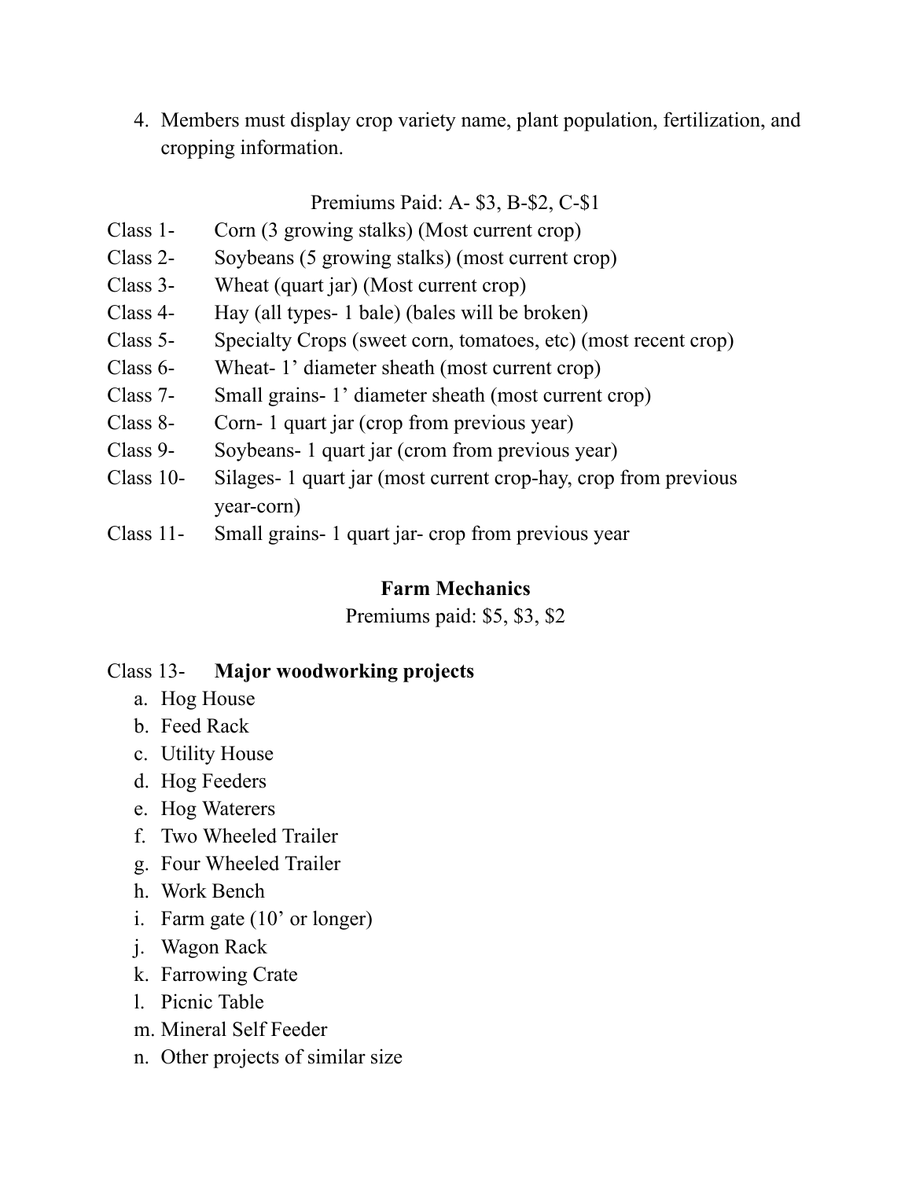4. Members must display crop variety name, plant population, fertilization, and cropping information.

Premiums Paid: A- $3, B-$2, C-$1

Class 1- Corn (3 growing stalks) (Most current crop)
Class 2- Soybeans (5 growing stalks) (most current crop)
Class 3- Wheat (quart jar) (Most current crop)
Class 4- Hay (all types- 1 bale) (bales will be broken)
Class 5- Specialty Crops (sweet corn, tomatoes, etc) (most recent crop)
Class 6- Wheat- 1' diameter sheath (most current crop)
Class 7- Small grains- 1' diameter sheath (most current crop)
Class 8- Corn- 1 quart jar (crop from previous year)
Class 9- Soybeans- 1 quart jar (crom from previous year)
Class 10- Silages- 1 quart jar (most current crop-hay, crop from previous year-corn)
Class 11- Small grains- 1 quart jar- crop from previous year

## Farm Mechanics

Premiums paid: $5, $3, $2

Class 13- **Major woodworking projects**

a. Hog House
b. Feed Rack
c. Utility House
d. Hog Feeders
e. Hog Waterers
f. Two Wheeled Trailer
g. Four Wheeled Trailer
h. Work Bench
i. Farm gate (10' or longer)
j. Wagon Rack
k. Farrowing Crate
l. Picnic Table
m. Mineral Self Feeder
n. Other projects of similar size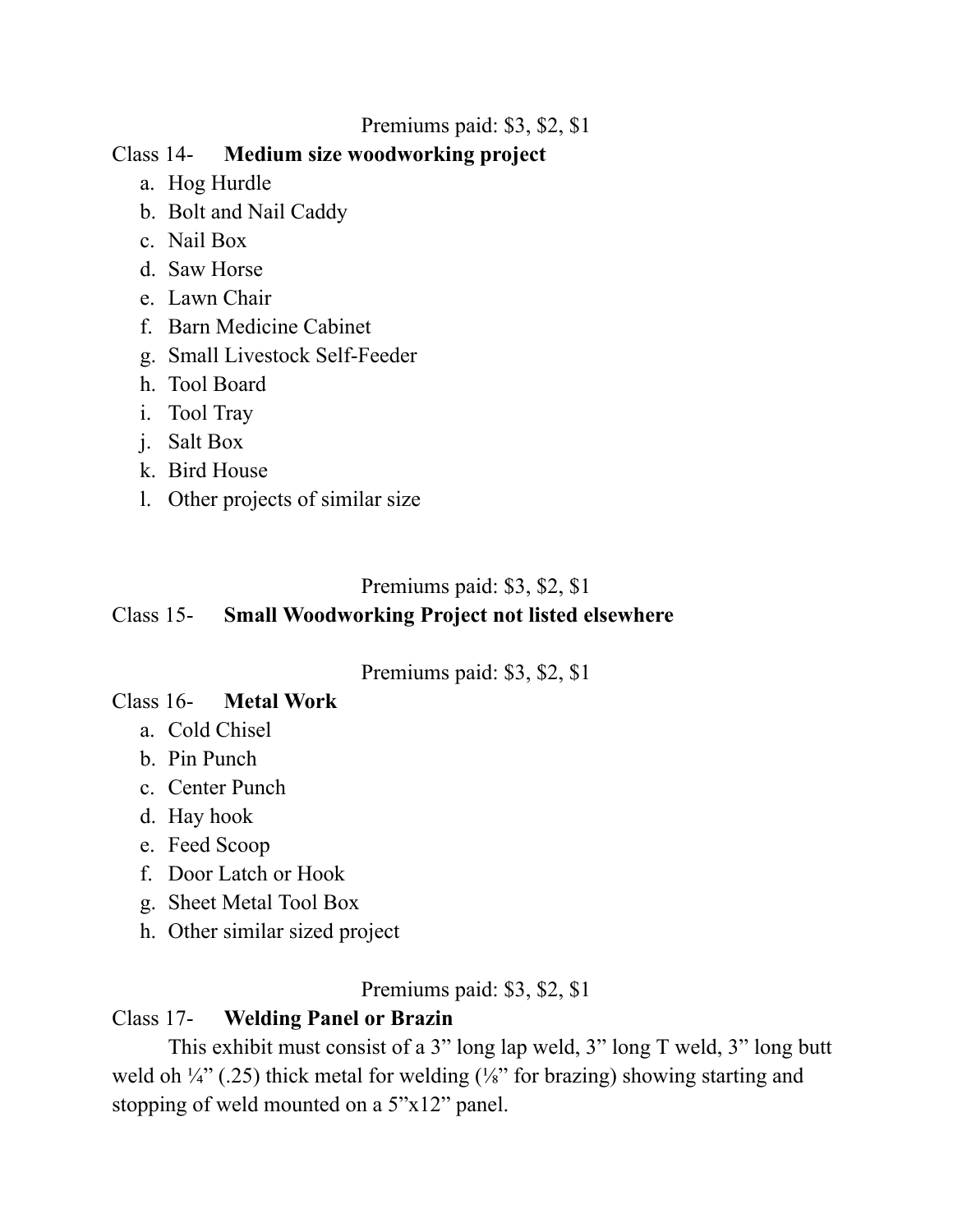Premiums paid: $3, $2, $1

Class 14- **Medium size woodworking project**

a. Hog Hurdle
b. Bolt and Nail Caddy
c. Nail Box
d. Saw Horse
e. Lawn Chair
f. Barn Medicine Cabinet
g. Small Livestock Self-Feeder
h. Tool Board
i. Tool Tray
j. Salt Box
k. Bird House
l. Other projects of similar size

Premiums paid: $3, $2, $1

Class 15- **Small Woodworking Project not listed elsewhere**

Premiums paid: $3, $2, $1

Class 16- **Metal Work**

a. Cold Chisel
b. Pin Punch
c. Center Punch
d. Hay hook
e. Feed Scoop
f. Door Latch or Hook
g. Sheet Metal Tool Box
h. Other similar sized project

Premiums paid: $3, $2, $1

Class 17- **Welding Panel or Brazin**

This exhibit must consist of a 3" long lap weld, 3" long T weld, 3" long butt weld oh ¼" (.25) thick metal for welding (⅛" for brazing) showing starting and stopping of weld mounted on a 5"x12" panel.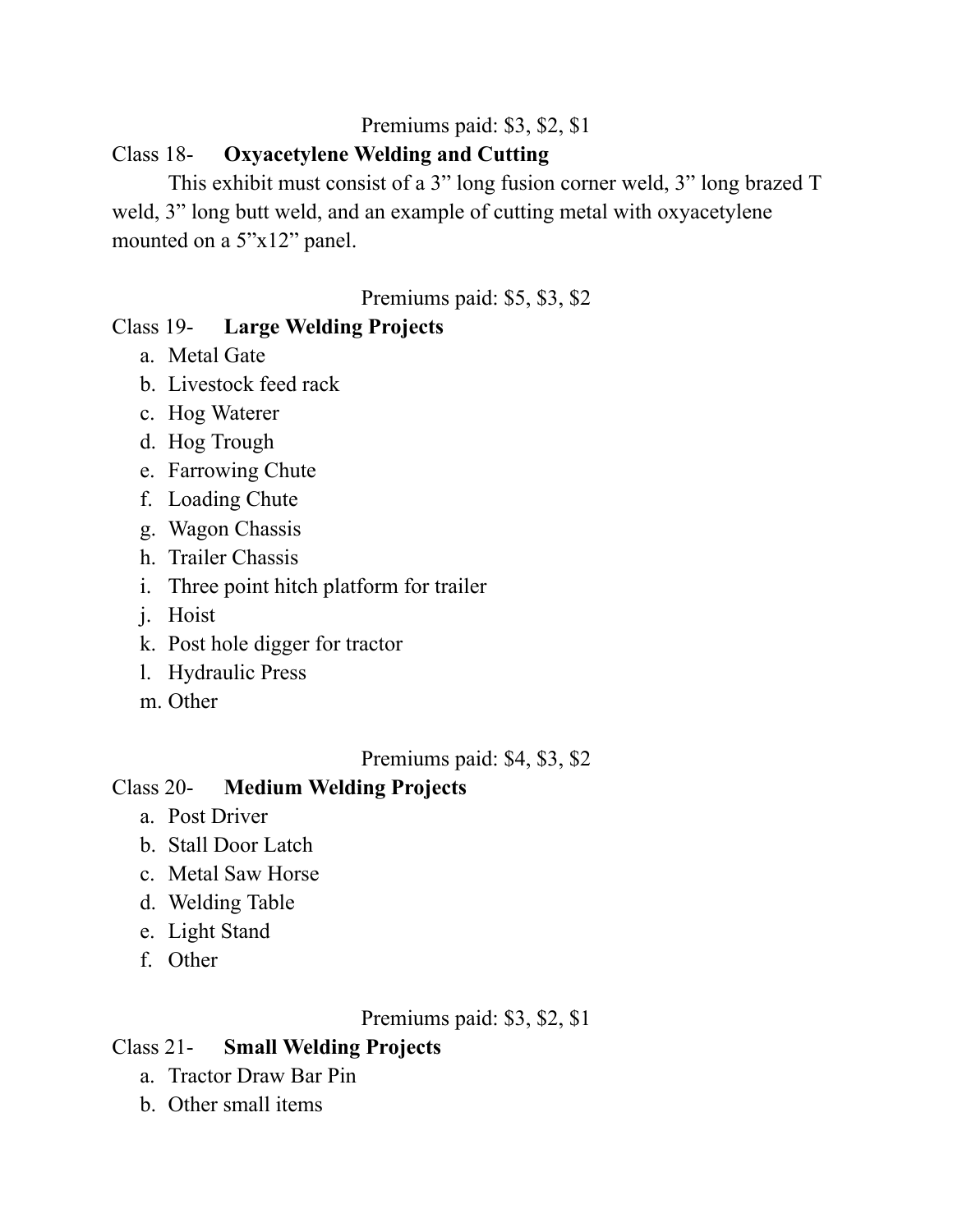Premiums paid: $3, $2, $1

Class 18- **Oxyacetylene Welding and Cutting**

This exhibit must consist of a 3" long fusion corner weld, 3" long brazed T weld, 3" long butt weld, and an example of cutting metal with oxyacetylene mounted on a 5"x12" panel.

Premiums paid: $5, $3, $2

Class 19- **Large Welding Projects**

a. Metal Gate
b. Livestock feed rack
c. Hog Waterer
d. Hog Trough
e. Farrowing Chute
f. Loading Chute
g. Wagon Chassis
h. Trailer Chassis
i. Three point hitch platform for trailer
j. Hoist
k. Post hole digger for tractor
l. Hydraulic Press
m. Other

Premiums paid: $4, $3, $2

Class 20- **Medium Welding Projects**

a. Post Driver
b. Stall Door Latch
c. Metal Saw Horse
d. Welding Table
e. Light Stand
f. Other

Premiums paid: $3, $2, $1

Class 21- **Small Welding Projects**

a. Tractor Draw Bar Pin
b. Other small items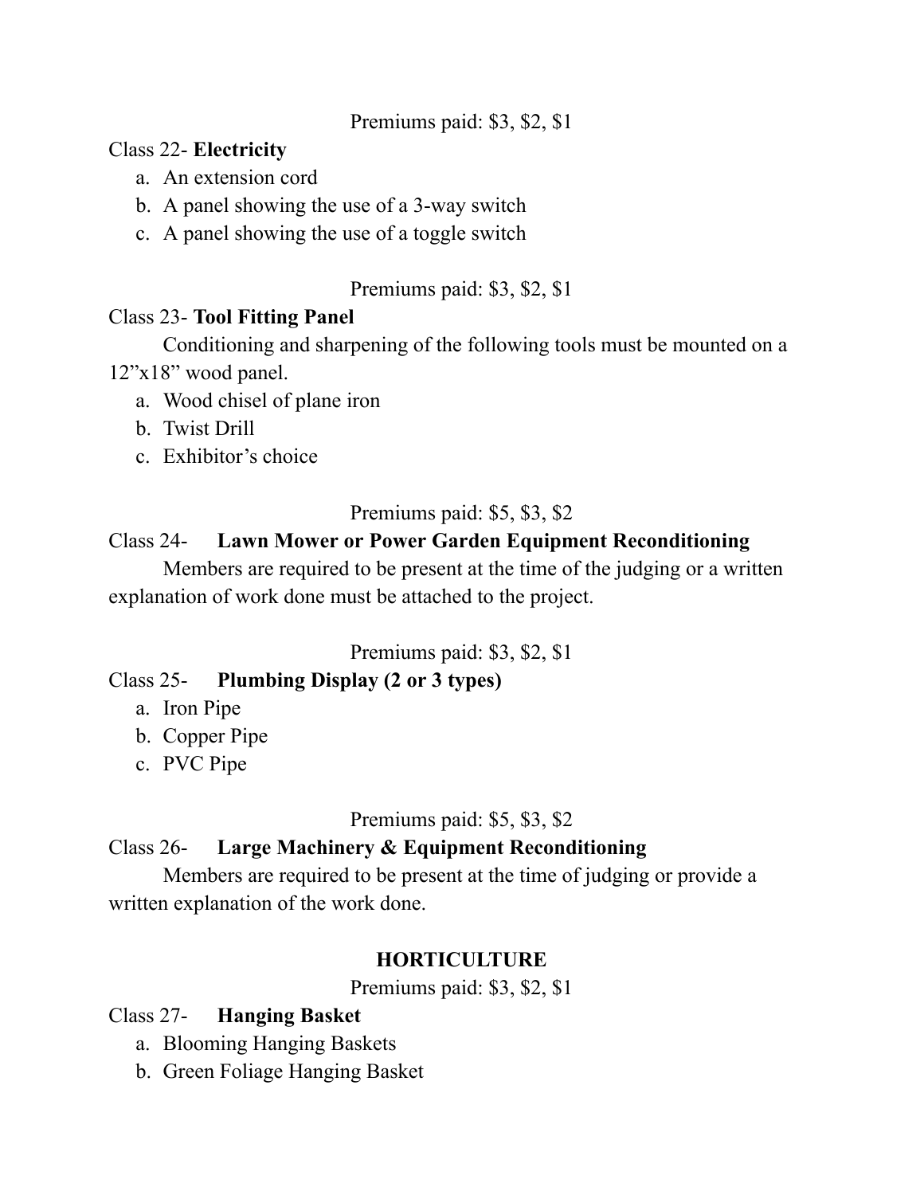Premiums paid: $3, $2, $1

Class 22- **Electricity**

a. An extension cord
b. A panel showing the use of a 3-way switch
c. A panel showing the use of a toggle switch

Premiums paid: $3, $2, $1

Class 23- **Tool Fitting Panel**

Conditioning and sharpening of the following tools must be mounted on a 12”x18” wood panel.

a. Wood chisel of plane iron
b. Twist Drill
c. Exhibitor’s choice

Premiums paid: $5, $3, $2

Class 24- **Lawn Mower or Power Garden Equipment Reconditioning**

Members are required to be present at the time of the judging or a written explanation of work done must be attached to the project.

Premiums paid: $3, $2, $1

Class 25- **Plumbing Display (2 or 3 types)**

a. Iron Pipe
b. Copper Pipe
c. PVC Pipe

Premiums paid: $5, $3, $2

Class 26- **Large Machinery & Equipment Reconditioning**

Members are required to be present at the time of judging or provide a written explanation of the work done.

## HORTICULTURE

Premiums paid: $3, $2, $1

Class 27- **Hanging Basket**

a. Blooming Hanging Baskets
b. Green Foliage Hanging Basket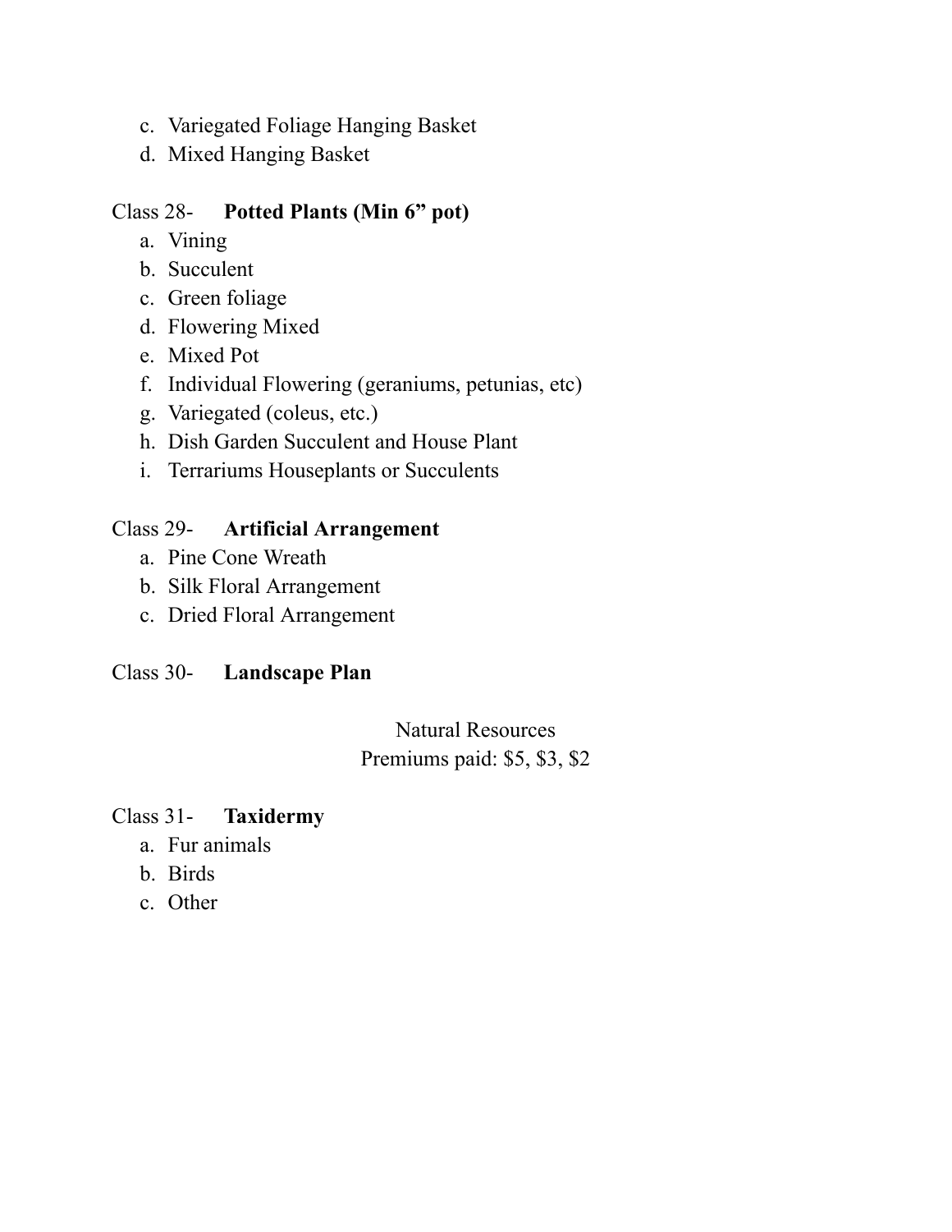c. Variegated Foliage Hanging Basket
d. Mixed Hanging Basket

Class 28- **Potted Plants (Min 6" pot)**

a. Vining
b. Succulent
c. Green foliage
d. Flowering Mixed
e. Mixed Pot
f. Individual Flowering (geraniums, petunias, etc)
g. Variegated (coleus, etc.)
h. Dish Garden Succulent and House Plant
i. Terrariums Houseplants or Succulents

Class 29- **Artificial Arrangement**

a. Pine Cone Wreath
b. Silk Floral Arrangement
c. Dried Floral Arrangement

Class 30- **Landscape Plan**

Natural Resources
Premiums paid: $5, $3, $2

Class 31- **Taxidermy**

a. Fur animals
b. Birds
c. Other